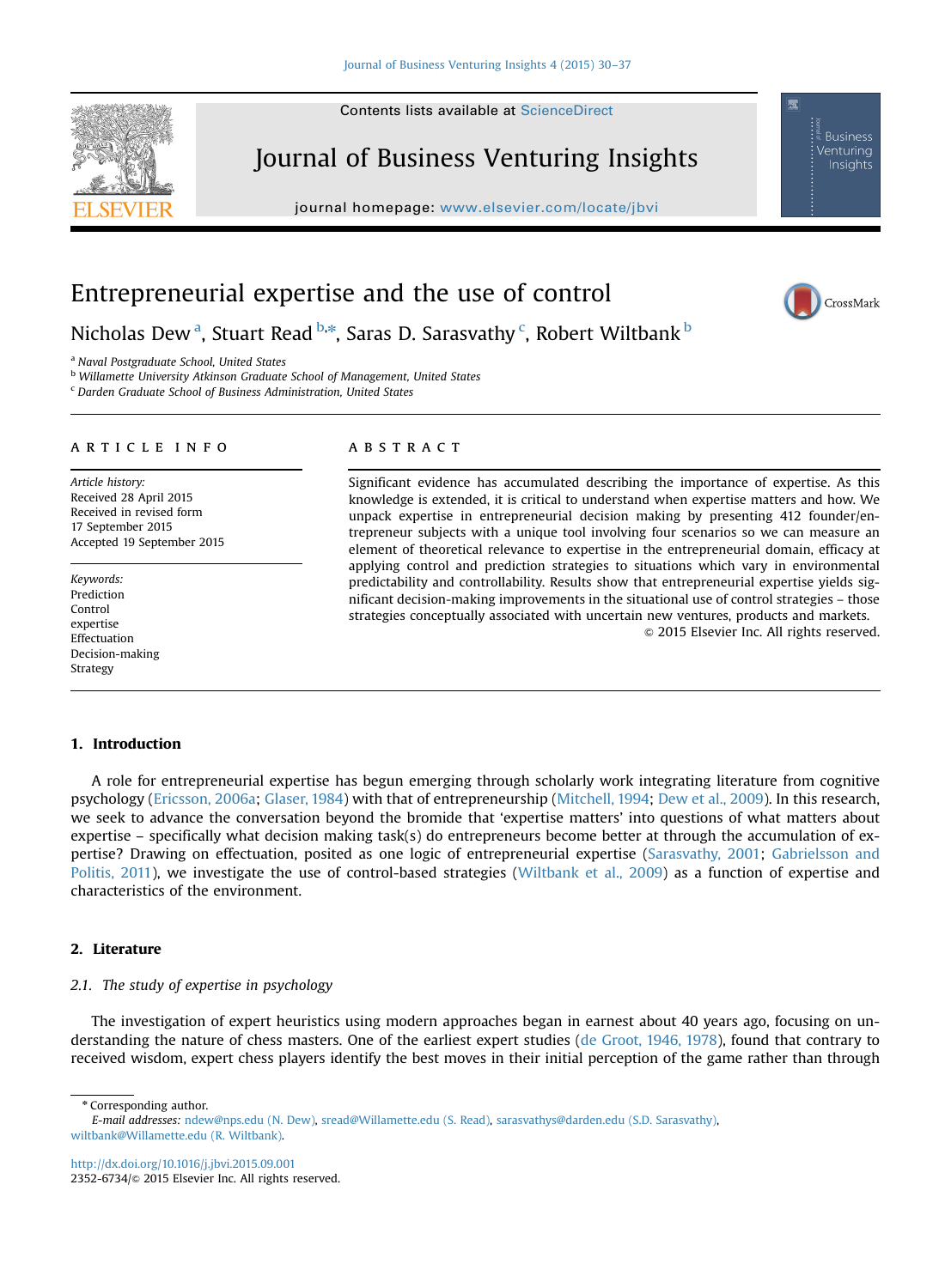# Entrepreneurial expertise and the use of control

Nicholas Dew [a], Stuart Read [b,*], Saras D. Sarasvathy [c], Robert Wiltbank [b]

[a] Naval Postgraduate School, United States
[b] Willamette University Atkinson Graduate School of Management, United States
[c] Darden Graduate School of Business Administration, United States

**ARTICLE INFO**

*Article history:*
Received 28 April 2015
Received in revised form
17 September 2015
Accepted 19 September 2015

*Keywords:*
Prediction
Control
expertise
Effectuation
Decision-making
Strategy

**ABSTRACT**

Significant evidence has accumulated describing the importance of expertise. As this knowledge is extended, it is critical to understand when expertise matters and how. We unpack expertise in entrepreneurial decision making by presenting 412 founder/entrepreneur subjects with a unique tool involving four scenarios so we can measure an element of theoretical relevance to expertise in the entrepreneurial domain, efficacy at applying control and prediction strategies to situations which vary in environmental predictability and controllability. Results show that entrepreneurial expertise yields significant decision-making improvements in the situational use of control strategies – those strategies conceptually associated with uncertain new ventures, products and markets.

© 2015 Elsevier Inc. All rights reserved.

## 1. Introduction

A role for entrepreneurial expertise has begun emerging through scholarly work integrating literature from cognitive psychology (Ericsson, 2006a; Glaser, 1984) with that of entrepreneurship (Mitchell, 1994; Dew et al., 2009). In this research, we seek to advance the conversation beyond the bromide that 'expertise matters' into questions of what matters about expertise – specifically what decision making task(s) do entrepreneurs become better at through the accumulation of expertise? Drawing on effectuation, posited as one logic of entrepreneurial expertise (Sarasvathy, 2001; Gabrielsson and Politis, 2011), we investigate the use of control-based strategies (Wiltbank et al., 2009) as a function of expertise and characteristics of the environment.

## 2. Literature

### 2.1. The study of expertise in psychology

The investigation of expert heuristics using modern approaches began in earnest about 40 years ago, focusing on understanding the nature of chess masters. One of the earliest expert studies (de Groot, 1946, 1978), found that contrary to received wisdom, expert chess players identify the best moves in their initial perception of the game rather than through

* Corresponding author.
*E-mail addresses:* ndew@nps.edu (N. Dew), sread@Willamette.edu (S. Read), sarasvathys@darden.edu (S.D. Sarasvathy), wiltbank@Willamette.edu (R. Wiltbank).

http://dx.doi.org/10.1016/j.jbvi.2015.09.001
2352-6734/© 2015 Elsevier Inc. All rights reserved.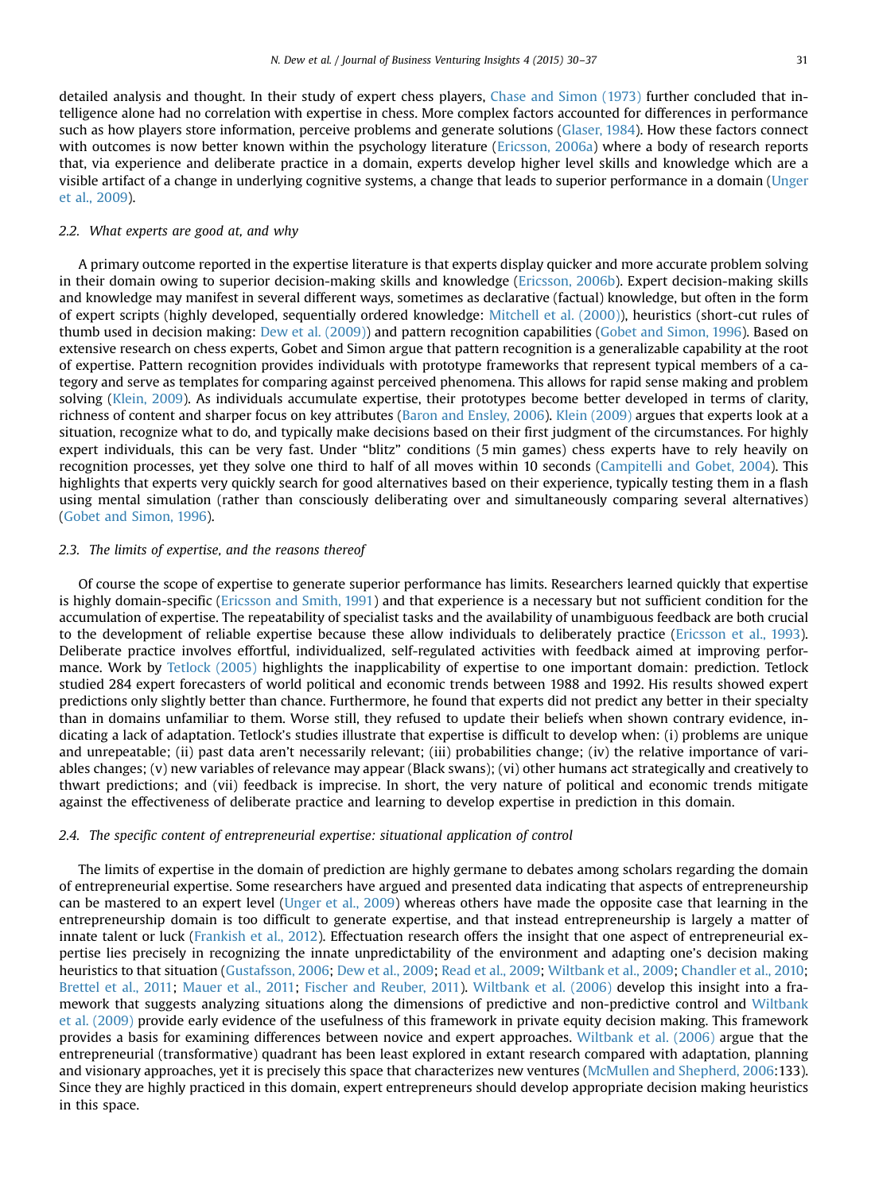detailed analysis and thought. In their study of expert chess players, Chase and Simon (1973) further concluded that intelligence alone had no correlation with expertise in chess. More complex factors accounted for differences in performance such as how players store information, perceive problems and generate solutions (Glaser, 1984). How these factors connect with outcomes is now better known within the psychology literature (Ericsson, 2006a) where a body of research reports that, via experience and deliberate practice in a domain, experts develop higher level skills and knowledge which are a visible artifact of a change in underlying cognitive systems, a change that leads to superior performance in a domain (Unger et al., 2009).

### 2.2. What experts are good at, and why

A primary outcome reported in the expertise literature is that experts display quicker and more accurate problem solving in their domain owing to superior decision-making skills and knowledge (Ericsson, 2006b). Expert decision-making skills and knowledge may manifest in several different ways, sometimes as declarative (factual) knowledge, but often in the form of expert scripts (highly developed, sequentially ordered knowledge: Mitchell et al. (2000)), heuristics (short-cut rules of thumb used in decision making: Dew et al. (2009)) and pattern recognition capabilities (Gobet and Simon, 1996). Based on extensive research on chess experts, Gobet and Simon argue that pattern recognition is a generalizable capability at the root of expertise. Pattern recognition provides individuals with prototype frameworks that represent typical members of a category and serve as templates for comparing against perceived phenomena. This allows for rapid sense making and problem solving (Klein, 2009). As individuals accumulate expertise, their prototypes become better developed in terms of clarity, richness of content and sharper focus on key attributes (Baron and Ensley, 2006). Klein (2009) argues that experts look at a situation, recognize what to do, and typically make decisions based on their first judgment of the circumstances. For highly expert individuals, this can be very fast. Under "blitz" conditions (5 min games) chess experts have to rely heavily on recognition processes, yet they solve one third to half of all moves within 10 seconds (Campitelli and Gobet, 2004). This highlights that experts very quickly search for good alternatives based on their experience, typically testing them in a flash using mental simulation (rather than consciously deliberating over and simultaneously comparing several alternatives) (Gobet and Simon, 1996).

### 2.3. The limits of expertise, and the reasons thereof

Of course the scope of expertise to generate superior performance has limits. Researchers learned quickly that expertise is highly domain-specific (Ericsson and Smith, 1991) and that experience is a necessary but not sufficient condition for the accumulation of expertise. The repeatability of specialist tasks and the availability of unambiguous feedback are both crucial to the development of reliable expertise because these allow individuals to deliberately practice (Ericsson et al., 1993). Deliberate practice involves effortful, individualized, self-regulated activities with feedback aimed at improving performance. Work by Tetlock (2005) highlights the inapplicability of expertise to one important domain: prediction. Tetlock studied 284 expert forecasters of world political and economic trends between 1988 and 1992. His results showed expert predictions only slightly better than chance. Furthermore, he found that experts did not predict any better in their specialty than in domains unfamiliar to them. Worse still, they refused to update their beliefs when shown contrary evidence, indicating a lack of adaptation. Tetlock's studies illustrate that expertise is difficult to develop when: (i) problems are unique and unrepeatable; (ii) past data aren't necessarily relevant; (iii) probabilities change; (iv) the relative importance of variables changes; (v) new variables of relevance may appear (Black swans); (vi) other humans act strategically and creatively to thwart predictions; and (vii) feedback is imprecise. In short, the very nature of political and economic trends mitigate against the effectiveness of deliberate practice and learning to develop expertise in prediction in this domain.

### 2.4. The specific content of entrepreneurial expertise: situational application of control

The limits of expertise in the domain of prediction are highly germane to debates among scholars regarding the domain of entrepreneurial expertise. Some researchers have argued and presented data indicating that aspects of entrepreneurship can be mastered to an expert level (Unger et al., 2009) whereas others have made the opposite case that learning in the entrepreneurship domain is too difficult to generate expertise, and that instead entrepreneurship is largely a matter of innate talent or luck (Frankish et al., 2012). Effectuation research offers the insight that one aspect of entrepreneurial expertise lies precisely in recognizing the innate unpredictability of the environment and adapting one's decision making heuristics to that situation (Gustafsson, 2006; Dew et al., 2009; Read et al., 2009; Wiltbank et al., 2009; Chandler et al., 2010; Brettel et al., 2011; Mauer et al., 2011; Fischer and Reuber, 2011). Wiltbank et al. (2006) develop this insight into a framework that suggests analyzing situations along the dimensions of predictive and non-predictive control and Wiltbank et al. (2009) provide early evidence of the usefulness of this framework in private equity decision making. This framework provides a basis for examining differences between novice and expert approaches. Wiltbank et al. (2006) argue that the entrepreneurial (transformative) quadrant has been least explored in extant research compared with adaptation, planning and visionary approaches, yet it is precisely this space that characterizes new ventures (McMullen and Shepherd, 2006:133). Since they are highly practiced in this domain, expert entrepreneurs should develop appropriate decision making heuristics in this space.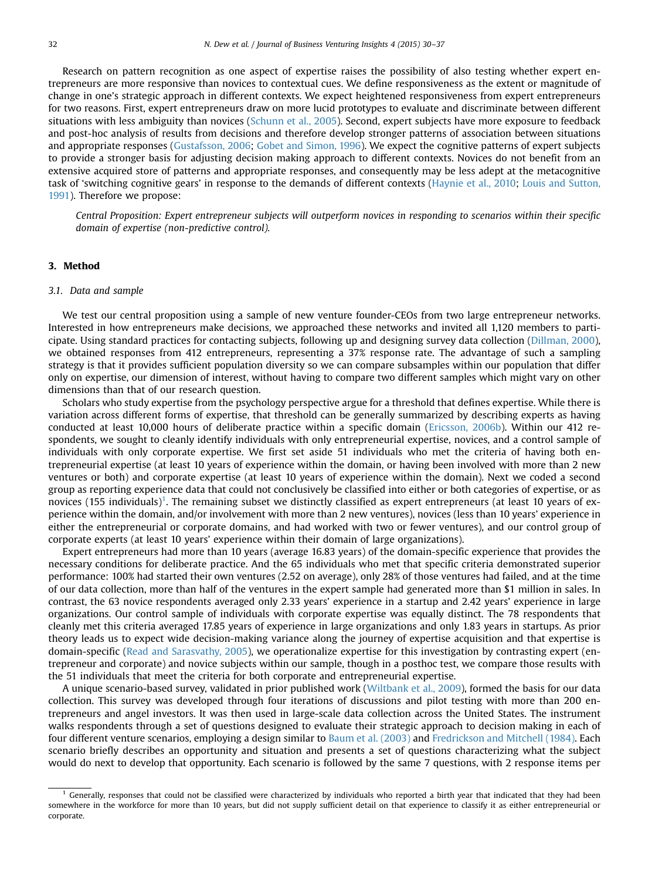Research on pattern recognition as one aspect of expertise raises the possibility of also testing whether expert entrepreneurs are more responsive than novices to contextual cues. We define responsiveness as the extent or magnitude of change in one's strategic approach in different contexts. We expect heightened responsiveness from expert entrepreneurs for two reasons. First, expert entrepreneurs draw on more lucid prototypes to evaluate and discriminate between different situations with less ambiguity than novices (Schunn et al., 2005). Second, expert subjects have more exposure to feedback and post-hoc analysis of results from decisions and therefore develop stronger patterns of association between situations and appropriate responses (Gustafsson, 2006; Gobet and Simon, 1996). We expect the cognitive patterns of expert subjects to provide a stronger basis for adjusting decision making approach to different contexts. Novices do not benefit from an extensive acquired store of patterns and appropriate responses, and consequently may be less adept at the metacognitive task of 'switching cognitive gears' in response to the demands of different contexts (Haynie et al., 2010; Louis and Sutton, 1991). Therefore we propose:

> *Central Proposition: Expert entrepreneur subjects will outperform novices in responding to scenarios within their specific domain of expertise (non-predictive control).*

## 3. Method

### 3.1. Data and sample

We test our central proposition using a sample of new venture founder-CEOs from two large entrepreneur networks. Interested in how entrepreneurs make decisions, we approached these networks and invited all 1,120 members to participate. Using standard practices for contacting subjects, following up and designing survey data collection (Dillman, 2000), we obtained responses from 412 entrepreneurs, representing a 37% response rate. The advantage of such a sampling strategy is that it provides sufficient population diversity so we can compare subsamples within our population that differ only on expertise, our dimension of interest, without having to compare two different samples which might vary on other dimensions than that of our research question.

Scholars who study expertise from the psychology perspective argue for a threshold that defines expertise. While there is variation across different forms of expertise, that threshold can be generally summarized by describing experts as having conducted at least 10,000 hours of deliberate practice within a specific domain (Ericsson, 2006b). Within our 412 respondents, we sought to cleanly identify individuals with only entrepreneurial expertise, novices, and a control sample of individuals with only corporate expertise. We first set aside 51 individuals who met the criteria of having both entrepreneurial expertise (at least 10 years of experience within the domain, or having been involved with more than 2 new ventures or both) and corporate expertise (at least 10 years of experience within the domain). Next we coded a second group as reporting experience data that could not conclusively be classified into either or both categories of expertise, or as novices (155 individuals)[1]. The remaining subset we distinctly classified as expert entrepreneurs (at least 10 years of experience within the domain, and/or involvement with more than 2 new ventures), novices (less than 10 years' experience in either the entrepreneurial or corporate domains, and had worked with two or fewer ventures), and our control group of corporate experts (at least 10 years' experience within their domain of large organizations).

Expert entrepreneurs had more than 10 years (average 16.83 years) of the domain-specific experience that provides the necessary conditions for deliberate practice. And the 65 individuals who met that specific criteria demonstrated superior performance: 100% had started their own ventures (2.52 on average), only 28% of those ventures had failed, and at the time of our data collection, more than half of the ventures in the expert sample had generated more than $1 million in sales. In contrast, the 63 novice respondents averaged only 2.33 years' experience in a startup and 2.42 years' experience in large organizations. Our control sample of individuals with corporate expertise was equally distinct. The 78 respondents that cleanly met this criteria averaged 17.85 years of experience in large organizations and only 1.83 years in startups. As prior theory leads us to expect wide decision-making variance along the journey of expertise acquisition and that expertise is domain-specific (Read and Sarasvathy, 2005), we operationalize expertise for this investigation by contrasting expert (entrepreneur and corporate) and novice subjects within our sample, though in a posthoc test, we compare those results with the 51 individuals that meet the criteria for both corporate and entrepreneurial expertise.

A unique scenario-based survey, validated in prior published work (Wiltbank et al., 2009), formed the basis for our data collection. This survey was developed through four iterations of discussions and pilot testing with more than 200 entrepreneurs and angel investors. It was then used in large-scale data collection across the United States. The instrument walks respondents through a set of questions designed to evaluate their strategic approach to decision making in each of four different venture scenarios, employing a design similar to Baum et al. (2003) and Fredrickson and Mitchell (1984). Each scenario briefly describes an opportunity and situation and presents a set of questions characterizing what the subject would do next to develop that opportunity. Each scenario is followed by the same 7 questions, with 2 response items per

---

[1] Generally, responses that could not be classified were characterized by individuals who reported a birth year that indicated that they had been somewhere in the workforce for more than 10 years, but did not supply sufficient detail on that experience to classify it as either entrepreneurial or corporate.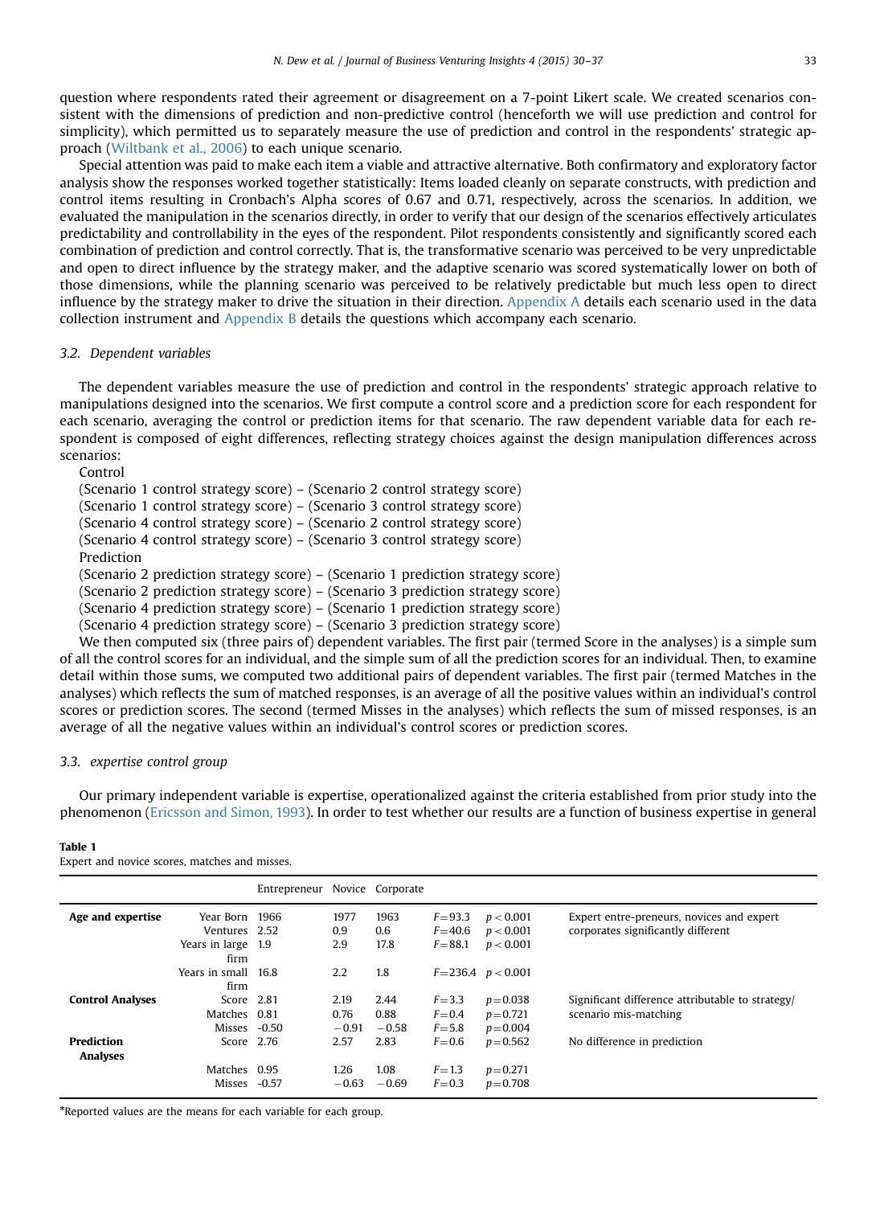question where respondents rated their agreement or disagreement on a 7-point Likert scale. We created scenarios consistent with the dimensions of prediction and non-predictive control (henceforth we will use prediction and control for simplicity), which permitted us to separately measure the use of prediction and control in the respondents' strategic approach (Wiltbank et al., 2006) to each unique scenario.

Special attention was paid to make each item a viable and attractive alternative. Both confirmatory and exploratory factor analysis show the responses worked together statistically: Items loaded cleanly on separate constructs, with prediction and control items resulting in Cronbach's Alpha scores of 0.67 and 0.71, respectively, across the scenarios. In addition, we evaluated the manipulation in the scenarios directly, in order to verify that our design of the scenarios effectively articulates predictability and controllability in the eyes of the respondent. Pilot respondents consistently and significantly scored each combination of prediction and control correctly. That is, the transformative scenario was perceived to be very unpredictable and open to direct influence by the strategy maker, and the adaptive scenario was scored systematically lower on both of those dimensions, while the planning scenario was perceived to be relatively predictable but much less open to direct influence by the strategy maker to drive the situation in their direction. Appendix A details each scenario used in the data collection instrument and Appendix B details the questions which accompany each scenario.

### 3.2. Dependent variables

The dependent variables measure the use of prediction and control in the respondents' strategic approach relative to manipulations designed into the scenarios. We first compute a control score and a prediction score for each respondent for each scenario, averaging the control or prediction items for that scenario. The raw dependent variable data for each respondent is composed of eight differences, reflecting strategy choices against the design manipulation differences across scenarios:

Control
(Scenario 1 control strategy score) – (Scenario 2 control strategy score)
(Scenario 1 control strategy score) – (Scenario 3 control strategy score)
(Scenario 4 control strategy score) – (Scenario 2 control strategy score)
(Scenario 4 control strategy score) – (Scenario 3 control strategy score)
Prediction
(Scenario 2 prediction strategy score) – (Scenario 1 prediction strategy score)
(Scenario 2 prediction strategy score) – (Scenario 3 prediction strategy score)
(Scenario 4 prediction strategy score) – (Scenario 1 prediction strategy score)
(Scenario 4 prediction strategy score) – (Scenario 3 prediction strategy score)

We then computed six (three pairs of) dependent variables. The first pair (termed Score in the analyses) is a simple sum of all the control scores for an individual, and the simple sum of all the prediction scores for an individual. Then, to examine detail within those sums, we computed two additional pairs of dependent variables. The first pair (termed Matches in the analyses) which reflects the sum of matched responses, is an average of all the positive values within an individual's control scores or prediction scores. The second (termed Misses in the analyses) which reflects the sum of missed responses, is an average of all the negative values within an individual's control scores or prediction scores.

### 3.3. expertise control group

Our primary independent variable is expertise, operationalized against the criteria established from prior study into the phenomenon (Ericsson and Simon, 1993). In order to test whether our results are a function of business expertise in general

**Table 1**
Expert and novice scores, matches and misses.

| | | Entrepreneur | Novice | Corporate | | | |
|---|---|---|---|---|---|---|---|
| **Age and expertise** | Year Born | 1966 | 1977 | 1963 | $F=93.3$ | $p<0.001$ | Expert entre-preneurs, novices and expert corporates significantly different |
| | Ventures | 2.52 | 0.9 | 0.6 | $F=40.6$ | $p<0.001$ | |
| | Years in large firm | 1.9 | 2.9 | 17.8 | $F=88.1$ | $p<0.001$ | |
| | Years in small firm | 16.8 | 2.2 | 1.8 | $F=236.4$ | $p<0.001$ | |
| **Control Analyses** | Score | 2.81 | 2.19 | 2.44 | $F=3.3$ | $p=0.038$ | Significant difference attributable to strategy/ scenario mis-matching |
| | Matches | 0.81 | 0.76 | 0.88 | $F=0.4$ | $p=0.721$ | |
| | Misses | -0.50 | −0.91 | −0.58 | $F=5.8$ | $p=0.004$ | |
| **Prediction Analyses** | Score | 2.76 | 2.57 | 2.83 | $F=0.6$ | $p=0.562$ | No difference in prediction |
| | Matches | 0.95 | 1.26 | 1.08 | $F=1.3$ | $p=0.271$ | |
| | Misses | -0.57 | −0.63 | −0.69 | $F=0.3$ | $p=0.708$ | |

*Reported values are the means for each variable for each group.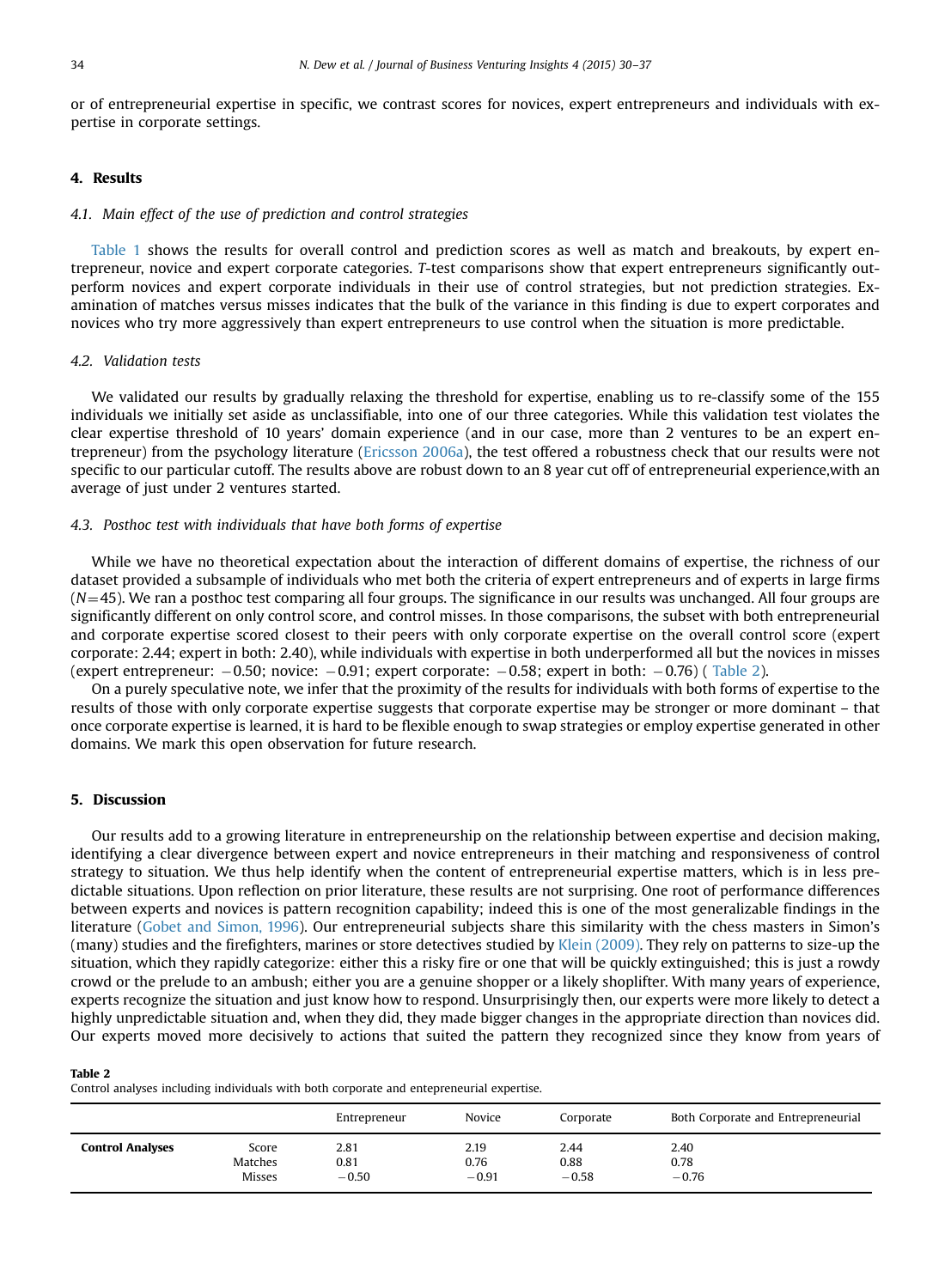or of entrepreneurial expertise in specific, we contrast scores for novices, expert entrepreneurs and individuals with expertise in corporate settings.

## 4. Results

### 4.1. Main effect of the use of prediction and control strategies

Table 1 shows the results for overall control and prediction scores as well as match and breakouts, by expert entrepreneur, novice and expert corporate categories. *T*-test comparisons show that expert entrepreneurs significantly outperform novices and expert corporate individuals in their use of control strategies, but not prediction strategies. Examination of matches versus misses indicates that the bulk of the variance in this finding is due to expert corporates and novices who try more aggressively than expert entrepreneurs to use control when the situation is more predictable.

### 4.2. Validation tests

We validated our results by gradually relaxing the threshold for expertise, enabling us to re-classify some of the 155 individuals we initially set aside as unclassifiable, into one of our three categories. While this validation test violates the clear expertise threshold of 10 years' domain experience (and in our case, more than 2 ventures to be an expert entrepreneur) from the psychology literature (Ericsson 2006a), the test offered a robustness check that our results were not specific to our particular cutoff. The results above are robust down to an 8 year cut off of entrepreneurial experience,with an average of just under 2 ventures started.

### 4.3. Posthoc test with individuals that have both forms of expertise

While we have no theoretical expectation about the interaction of different domains of expertise, the richness of our dataset provided a subsample of individuals who met both the criteria of expert entrepreneurs and of experts in large firms ($N=45$). We ran a posthoc test comparing all four groups. The significance in our results was unchanged. All four groups are significantly different on only control score, and control misses. In those comparisons, the subset with both entrepreneurial and corporate expertise scored closest to their peers with only corporate expertise on the overall control score (expert corporate: 2.44; expert in both: 2.40), while individuals with expertise in both underperformed all but the novices in misses (expert entrepreneur: −0.50; novice: −0.91; expert corporate: −0.58; expert in both: −0.76) ( Table 2).

On a purely speculative note, we infer that the proximity of the results for individuals with both forms of expertise to the results of those with only corporate expertise suggests that corporate expertise may be stronger or more dominant – that once corporate expertise is learned, it is hard to be flexible enough to swap strategies or employ expertise generated in other domains. We mark this open observation for future research.

## 5. Discussion

Our results add to a growing literature in entrepreneurship on the relationship between expertise and decision making, identifying a clear divergence between expert and novice entrepreneurs in their matching and responsiveness of control strategy to situation. We thus help identify when the content of entrepreneurial expertise matters, which is in less predictable situations. Upon reflection on prior literature, these results are not surprising. One root of performance differences between experts and novices is pattern recognition capability; indeed this is one of the most generalizable findings in the literature (Gobet and Simon, 1996). Our entrepreneurial subjects share this similarity with the chess masters in Simon's (many) studies and the firefighters, marines or store detectives studied by Klein (2009). They rely on patterns to size-up the situation, which they rapidly categorize: either this a risky fire or one that will be quickly extinguished; this is just a rowdy crowd or the prelude to an ambush; either you are a genuine shopper or a likely shoplifter. With many years of experience, experts recognize the situation and just know how to respond. Unsurprisingly then, our experts were more likely to detect a highly unpredictable situation and, when they did, they made bigger changes in the appropriate direction than novices did. Our experts moved more decisively to actions that suited the pattern they recognized since they know from years of

**Table 2**
Control analyses including individuals with both corporate and entepreneurial expertise.

| | | Entrepreneur | Novice | Corporate | Both Corporate and Entrepreneurial |
|---|---|---|---|---|---|
| **Control Analyses** | Score | 2.81 | 2.19 | 2.44 | 2.40 |
| | Matches | 0.81 | 0.76 | 0.88 | 0.78 |
| | Misses | −0.50 | −0.91 | −0.58 | −0.76 |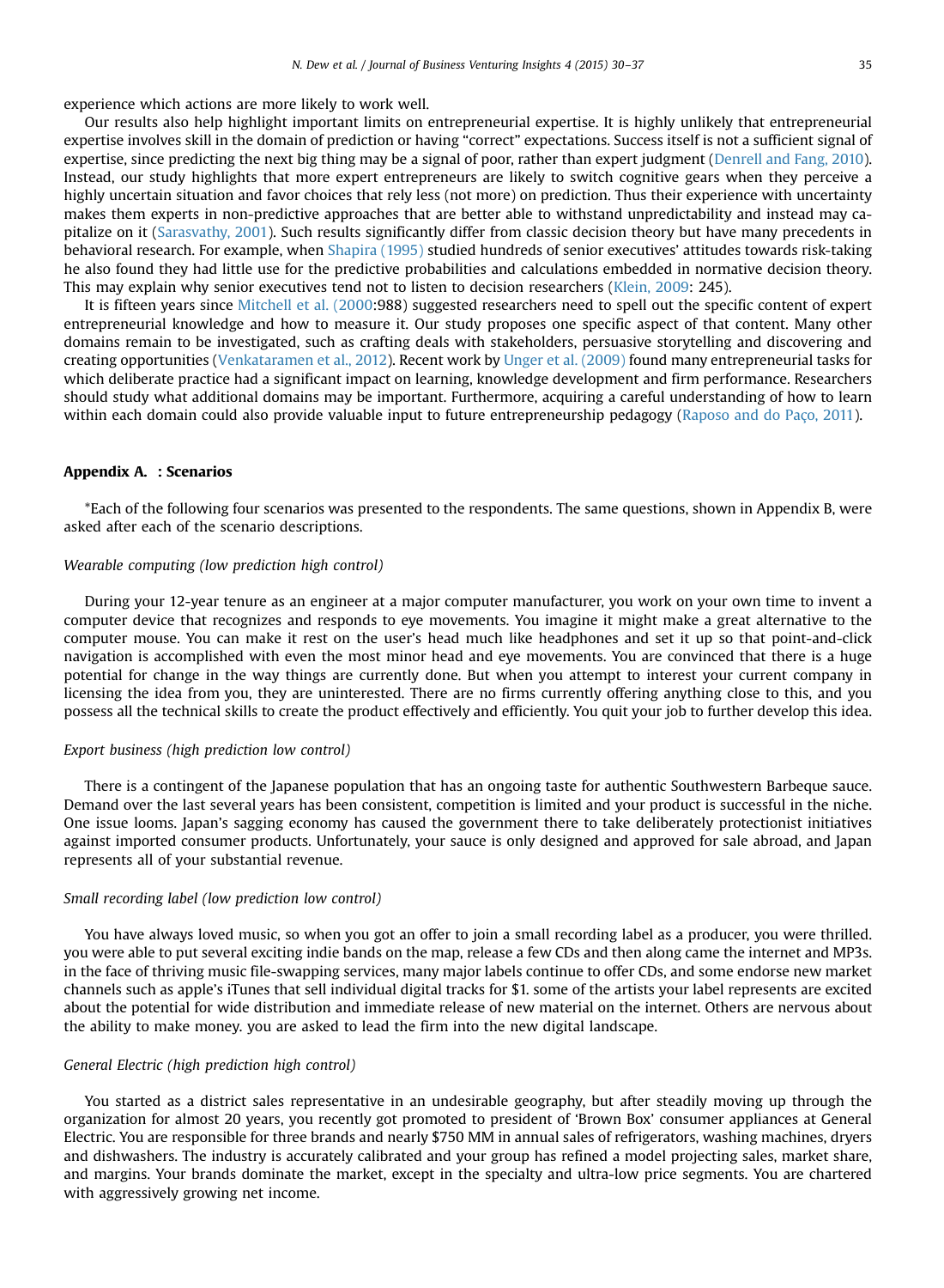experience which actions are more likely to work well.

Our results also help highlight important limits on entrepreneurial expertise. It is highly unlikely that entrepreneurial expertise involves skill in the domain of prediction or having "correct" expectations. Success itself is not a sufficient signal of expertise, since predicting the next big thing may be a signal of poor, rather than expert judgment (Denrell and Fang, 2010). Instead, our study highlights that more expert entrepreneurs are likely to switch cognitive gears when they perceive a highly uncertain situation and favor choices that rely less (not more) on prediction. Thus their experience with uncertainty makes them experts in non-predictive approaches that are better able to withstand unpredictability and instead may capitalize on it (Sarasvathy, 2001). Such results significantly differ from classic decision theory but have many precedents in behavioral research. For example, when Shapira (1995) studied hundreds of senior executives' attitudes towards risk-taking he also found they had little use for the predictive probabilities and calculations embedded in normative decision theory. This may explain why senior executives tend not to listen to decision researchers (Klein, 2009: 245).

It is fifteen years since Mitchell et al. (2000:988) suggested researchers need to spell out the specific content of expert entrepreneurial knowledge and how to measure it. Our study proposes one specific aspect of that content. Many other domains remain to be investigated, such as crafting deals with stakeholders, persuasive storytelling and discovering and creating opportunities (Venkataramen et al., 2012). Recent work by Unger et al. (2009) found many entrepreneurial tasks for which deliberate practice had a significant impact on learning, knowledge development and firm performance. Researchers should study what additional domains may be important. Furthermore, acquiring a careful understanding of how to learn within each domain could also provide valuable input to future entrepreneurship pedagogy (Raposo and do Paço, 2011).

## Appendix A. : Scenarios

*Each of the following four scenarios was presented to the respondents. The same questions, shown in Appendix B, were asked after each of the scenario descriptions.

*Wearable computing (low prediction high control)*

During your 12-year tenure as an engineer at a major computer manufacturer, you work on your own time to invent a computer device that recognizes and responds to eye movements. You imagine it might make a great alternative to the computer mouse. You can make it rest on the user's head much like headphones and set it up so that point-and-click navigation is accomplished with even the most minor head and eye movements. You are convinced that there is a huge potential for change in the way things are currently done. But when you attempt to interest your current company in licensing the idea from you, they are uninterested. There are no firms currently offering anything close to this, and you possess all the technical skills to create the product effectively and efficiently. You quit your job to further develop this idea.

*Export business (high prediction low control)*

There is a contingent of the Japanese population that has an ongoing taste for authentic Southwestern Barbeque sauce. Demand over the last several years has been consistent, competition is limited and your product is successful in the niche. One issue looms. Japan's sagging economy has caused the government there to take deliberately protectionist initiatives against imported consumer products. Unfortunately, your sauce is only designed and approved for sale abroad, and Japan represents all of your substantial revenue.

*Small recording label (low prediction low control)*

You have always loved music, so when you got an offer to join a small recording label as a producer, you were thrilled. you were able to put several exciting indie bands on the map, release a few CDs and then along came the internet and MP3s. in the face of thriving music file-swapping services, many major labels continue to offer CDs, and some endorse new market channels such as apple's iTunes that sell individual digital tracks for $1. some of the artists your label represents are excited about the potential for wide distribution and immediate release of new material on the internet. Others are nervous about the ability to make money. you are asked to lead the firm into the new digital landscape.

*General Electric (high prediction high control)*

You started as a district sales representative in an undesirable geography, but after steadily moving up through the organization for almost 20 years, you recently got promoted to president of 'Brown Box' consumer appliances at General Electric. You are responsible for three brands and nearly $750 MM in annual sales of refrigerators, washing machines, dryers and dishwashers. The industry is accurately calibrated and your group has refined a model projecting sales, market share, and margins. Your brands dominate the market, except in the specialty and ultra-low price segments. You are chartered with aggressively growing net income.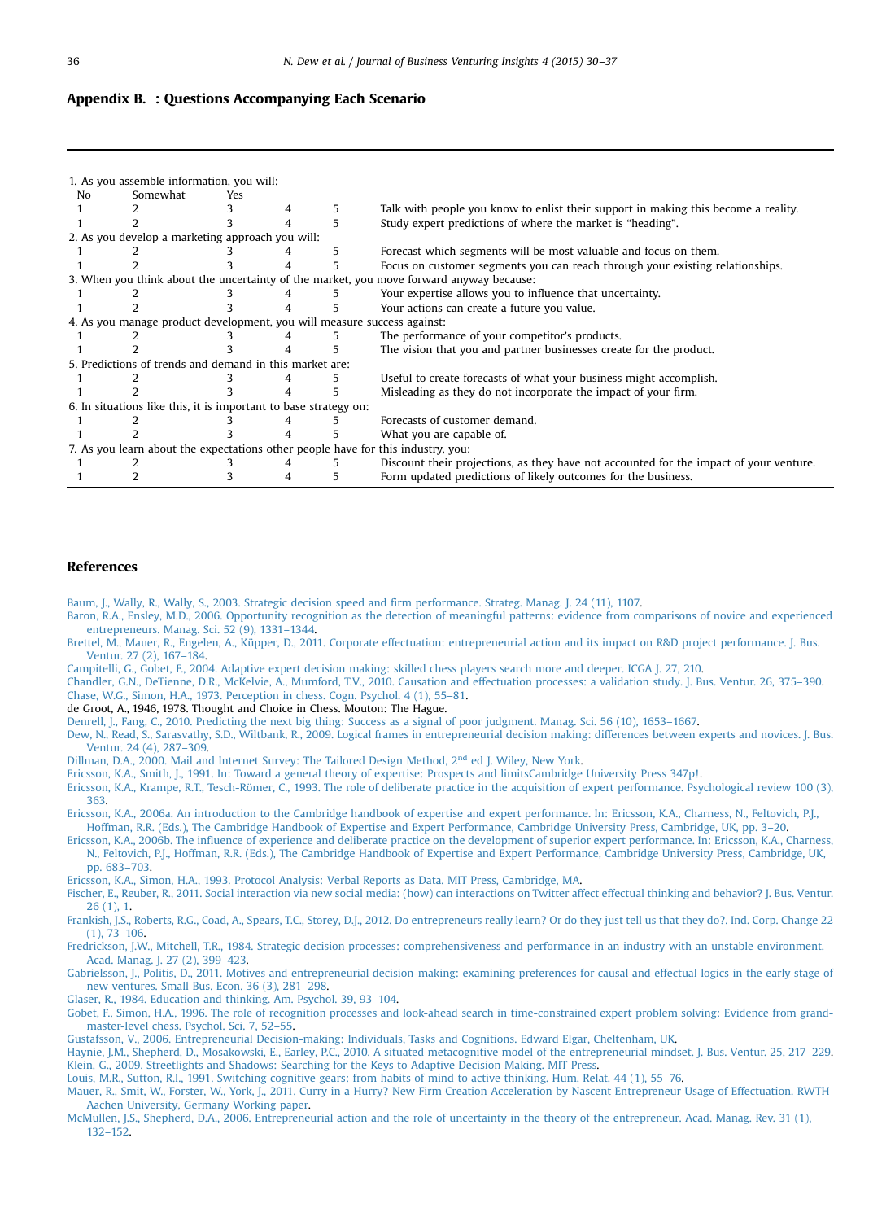## Appendix B. : Questions Accompanying Each Scenario

| | | | | | |
|---|---|---|---|---|---|
| 1. As you assemble information, you will: | | | | | |
| No | Somewhat | Yes | | | |
| 1 | 2 | 3 | 4 | 5 | Talk with people you know to enlist their support in making this become a reality. |
| 1 | 2 | 3 | 4 | 5 | Study expert predictions of where the market is "heading". |
| 2. As you develop a marketing approach you will: | | | | | |
| 1 | 2 | 3 | 4 | 5 | Forecast which segments will be most valuable and focus on them. |
| 1 | 2 | 3 | 4 | 5 | Focus on customer segments you can reach through your existing relationships. |
| 3. When you think about the uncertainty of the market, you move forward anyway because: | | | | | |
| 1 | 2 | 3 | 4 | 5 | Your expertise allows you to influence that uncertainty. |
| 1 | 2 | 3 | 4 | 5 | Your actions can create a future you value. |
| 4. As you manage product development, you will measure success against: | | | | | |
| 1 | 2 | 3 | 4 | 5 | The performance of your competitor's products. |
| 1 | 2 | 3 | 4 | 5 | The vision that you and partner businesses create for the product. |
| 5. Predictions of trends and demand in this market are: | | | | | |
| 1 | 2 | 3 | 4 | 5 | Useful to create forecasts of what your business might accomplish. |
| 1 | 2 | 3 | 4 | 5 | Misleading as they do not incorporate the impact of your firm. |
| 6. In situations like this, it is important to base strategy on: | | | | | |
| 1 | 2 | 3 | 4 | 5 | Forecasts of customer demand. |
| 1 | 2 | 3 | 4 | 5 | What you are capable of. |
| 7. As you learn about the expectations other people have for this industry, you: | | | | | |
| 1 | 2 | 3 | 4 | 5 | Discount their projections, as they have not accounted for the impact of your venture. |
| 1 | 2 | 3 | 4 | 5 | Form updated predictions of likely outcomes for the business. |

## References

Baum, J., Wally, R., Wally, S., 2003. Strategic decision speed and firm performance. Strateg. Manag. J. 24 (11), 1107.

Baron, R.A., Ensley, M.D., 2006. Opportunity recognition as the detection of meaningful patterns: evidence from comparisons of novice and experienced entrepreneurs. Manag. Sci. 52 (9), 1331–1344.

Brettel, M., Mauer, R., Engelen, A., Küpper, D., 2011. Corporate effectuation: entrepreneurial action and its impact on R&D project performance. J. Bus. Ventur. 27 (2), 167–184.

Campitelli, G., Gobet, F., 2004. Adaptive expert decision making: skilled chess players search more and deeper. ICGA J. 27, 210.

Chandler, G.N., DeTienne, D.R., McKelvie, A., Mumford, T.V., 2010. Causation and effectuation processes: a validation study. J. Bus. Ventur. 26, 375–390.

Chase, W.G., Simon, H.A., 1973. Perception in chess. Cogn. Psychol. 4 (1), 55–81.

de Groot, A., 1946, 1978. Thought and Choice in Chess. Mouton: The Hague.

Denrell, J., Fang, C., 2010. Predicting the next big thing: Success as a signal of poor judgment. Manag. Sci. 56 (10), 1653–1667.

Dew, N., Read, S., Sarasvathy, S.D., Wiltbank, R., 2009. Logical frames in entrepreneurial decision making: differences between experts and novices. J. Bus. Ventur. 24 (4), 287–309.

Dillman, D.A., 2000. Mail and Internet Survey: The Tailored Design Method, 2nd ed J. Wiley, New York.

Ericsson, K.A., Smith, J., 1991. In: Toward a general theory of expertise: Prospects and limitsCambridge University Press 347p!.

Ericsson, K.A., Krampe, R.T., Tesch-Römer, C., 1993. The role of deliberate practice in the acquisition of expert performance. Psychological review 100 (3), 363.

Ericsson, K.A., 2006a. An introduction to the Cambridge handbook of expertise and expert performance. In: Ericsson, K.A., Charness, N., Feltovich, P.J., Hoffman, R.R. (Eds.), The Cambridge Handbook of Expertise and Expert Performance, Cambridge University Press, Cambridge, UK, pp. 3–20.

Ericsson, K.A., 2006b. The influence of experience and deliberate practice on the development of superior expert performance. In: Ericsson, K.A., Charness, N., Feltovich, P.J., Hoffman, R.R. (Eds.), The Cambridge Handbook of Expertise and Expert Performance, Cambridge University Press, Cambridge, UK, pp. 683–703.

Ericsson, K.A., Simon, H.A., 1993. Protocol Analysis: Verbal Reports as Data. MIT Press, Cambridge, MA.

Fischer, E., Reuber, R., 2011. Social interaction via new social media: (how) can interactions on Twitter affect effectual thinking and behavior? J. Bus. Ventur. 26 (1), 1.

Frankish, J.S., Roberts, R.G., Coad, A., Spears, T.C., Storey, D.J., 2012. Do entrepreneurs really learn? Or do they just tell us that they do?. Ind. Corp. Change 22 (1), 73–106.

Fredrickson, J.W., Mitchell, T.R., 1984. Strategic decision processes: comprehensiveness and performance in an industry with an unstable environment. Acad. Manag. J. 27 (2), 399–423.

Gabrielsson, J., Politis, D., 2011. Motives and entrepreneurial decision-making: examining preferences for causal and effectual logics in the early stage of new ventures. Small Bus. Econ. 36 (3), 281–298.

Glaser, R., 1984. Education and thinking. Am. Psychol. 39, 93–104.

Gobet, F., Simon, H.A., 1996. The role of recognition processes and look-ahead search in time-constrained expert problem solving: Evidence from grand-master-level chess. Psychol. Sci. 7, 52–55.

Gustafsson, V., 2006. Entrepreneurial Decision-making: Individuals, Tasks and Cognitions. Edward Elgar, Cheltenham, UK.

Haynie, J.M., Shepherd, D., Mosakowski, E., Earley, P.C., 2010. A situated metacognitive model of the entrepreneurial mindset. J. Bus. Ventur. 25, 217–229.

Klein, G., 2009. Streetlights and Shadows: Searching for the Keys to Adaptive Decision Making. MIT Press.

Louis, M.R., Sutton, R.I., 1991. Switching cognitive gears: from habits of mind to active thinking. Hum. Relat. 44 (1), 55–76.

Mauer, R., Smit, W., Forster, W., York, J., 2011. Curry in a Hurry? New Firm Creation Acceleration by Nascent Entrepreneur Usage of Effectuation. RWTH Aachen University, Germany Working paper.

McMullen, J.S., Shepherd, D.A., 2006. Entrepreneurial action and the role of uncertainty in the theory of the entrepreneur. Acad. Manag. Rev. 31 (1), 132–152.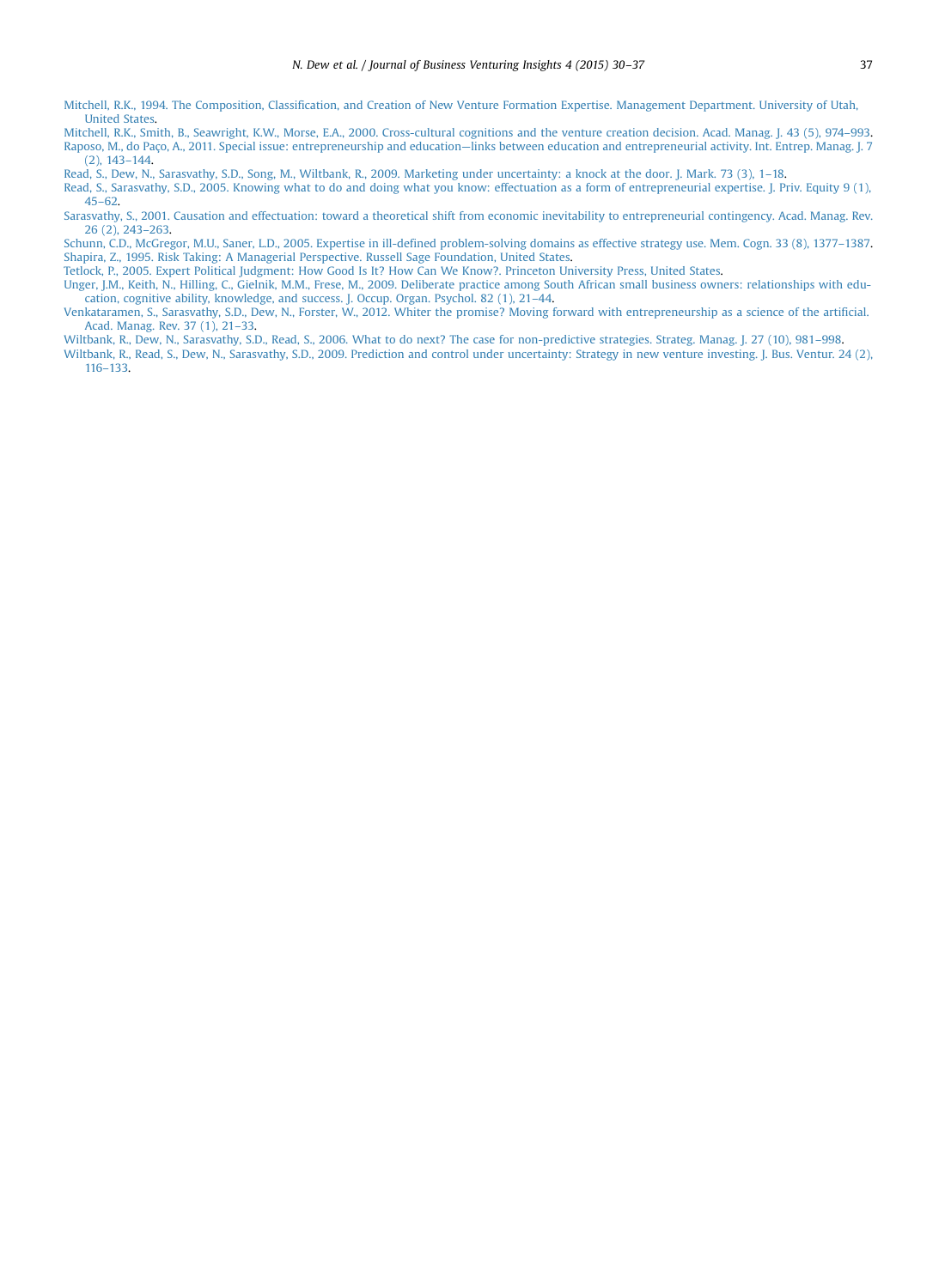Mitchell, R.K., 1994. The Composition, Classification, and Creation of New Venture Formation Expertise. Management Department. University of Utah, United States.

Mitchell, R.K., Smith, B., Seawright, K.W., Morse, E.A., 2000. Cross-cultural cognitions and the venture creation decision. Acad. Manag. J. 43 (5), 974–993.

Raposo, M., do Paço, A., 2011. Special issue: entrepreneurship and education—links between education and entrepreneurial activity. Int. Entrep. Manag. J. 7 (2), 143–144.

Read, S., Dew, N., Sarasvathy, S.D., Song, M., Wiltbank, R., 2009. Marketing under uncertainty: a knock at the door. J. Mark. 73 (3), 1–18.

Read, S., Sarasvathy, S.D., 2005. Knowing what to do and doing what you know: effectuation as a form of entrepreneurial expertise. J. Priv. Equity 9 (1), 45–62.

Sarasvathy, S., 2001. Causation and effectuation: toward a theoretical shift from economic inevitability to entrepreneurial contingency. Acad. Manag. Rev. 26 (2), 243–263.

Schunn, C.D., McGregor, M.U., Saner, L.D., 2005. Expertise in ill-defined problem-solving domains as effective strategy use. Mem. Cogn. 33 (8), 1377–1387.

Shapira, Z., 1995. Risk Taking: A Managerial Perspective. Russell Sage Foundation, United States.

Tetlock, P., 2005. Expert Political Judgment: How Good Is It? How Can We Know?. Princeton University Press, United States.

Unger, J.M., Keith, N., Hilling, C., Gielnik, M.M., Frese, M., 2009. Deliberate practice among South African small business owners: relationships with education, cognitive ability, knowledge, and success. J. Occup. Organ. Psychol. 82 (1), 21–44.

Venkataramen, S., Sarasvathy, S.D., Dew, N., Forster, W., 2012. Whiter the promise? Moving forward with entrepreneurship as a science of the artificial. Acad. Manag. Rev. 37 (1), 21–33.

Wiltbank, R., Dew, N., Sarasvathy, S.D., Read, S., 2006. What to do next? The case for non-predictive strategies. Strateg. Manag. J. 27 (10), 981–998.

Wiltbank, R., Read, S., Dew, N., Sarasvathy, S.D., 2009. Prediction and control under uncertainty: Strategy in new venture investing. J. Bus. Ventur. 24 (2), 116–133.